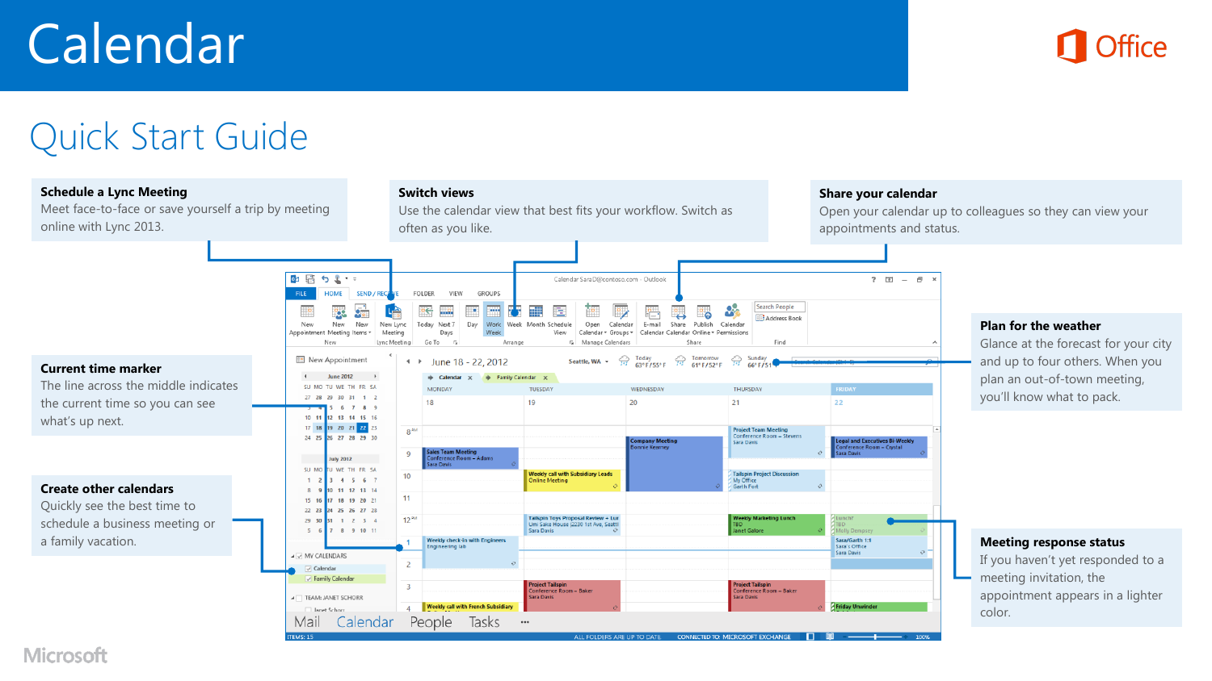# Calendar

Office

## Quick Start Guide

### Schedule a Lync Meeting

Meet face-to-face or save yourself a trip by meeting online with Lync 2013.

### Switch views

Use the calendar view that best fits your workflow. Switch as often as you like.

### Share your calendar

Open your calendar up to colleagues so they can view your appointments and status.

### Current time marker

The line across the middle indicates the current time so you can see what's up next.

### Plan for the weather

Glance at the forecast for your city and up to four others. When you plan an out-of-town meeting, you'll know what to pack.

### Create other calendars

Quickly see the best time to schedule a business meeting or a family vacation.

### Meeting response status

If you haven't yet responded to a meeting invitation, the appointment appears in a lighter color.

Microsoft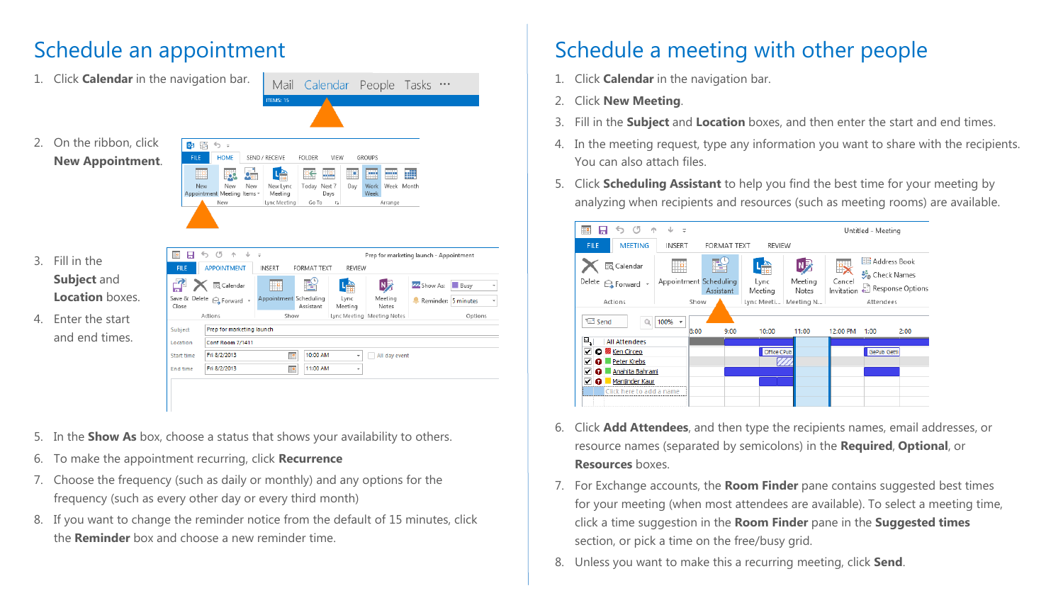# Schedule an appointment

1. Click **Calendar** in the navigation bar.
2. On the ribbon, click **New Appointment**.
3. Fill in the **Subject** and **Location** boxes.
4. Enter the start and end times.
5. In the **Show As** box, choose a status that shows your availability to others.
6. To make the appointment recurring, click **Recurrence**
7. Choose the frequency (such as daily or monthly) and any options for the frequency (such as every other day or every third month)
8. If you want to change the reminder notice from the default of 15 minutes, click the **Reminder** box and choose a new reminder time.

# Schedule a meeting with other people

1. Click **Calendar** in the navigation bar.
2. Click **New Meeting**.
3. Fill in the **Subject** and **Location** boxes, and then enter the start and end times.
4. In the meeting request, type any information you want to share with the recipients. You can also attach files.
5. Click **Scheduling Assistant** to help you find the best time for your meeting by analyzing when recipients and resources (such as meeting rooms) are available.
6. Click **Add Attendees**, and then type the recipients names, email addresses, or resource names (separated by semicolons) in the **Required**, **Optional**, or **Resources** boxes.
7. For Exchange accounts, the **Room Finder** pane contains suggested best times for your meeting (when most attendees are available). To select a meeting time, click a time suggestion in the **Room Finder** pane in the **Suggested times** section, or pick a time on the free/busy grid.
8. Unless you want to make this a recurring meeting, click **Send**.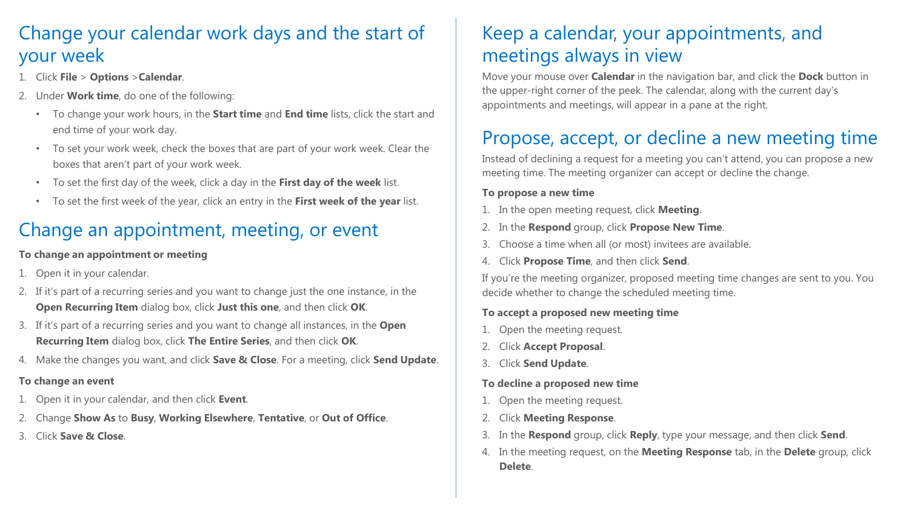# Change your calendar work days and the start of your week

1. Click **File** > **Options** >**Calendar**.
2. Under **Work time**, do one of the following:
   - To change your work hours, in the **Start time** and **End time** lists, click the start and end time of your work day.
   - To set your work week, check the boxes that are part of your work week. Clear the boxes that aren't part of your work week.
   - To set the first day of the week, click a day in the **First day of the week** list.
   - To set the first week of the year, click an entry in the **First week of the year** list.

# Change an appointment, meeting, or event

**To change an appointment or meeting**

1. Open it in your calendar.
2. If it's part of a recurring series and you want to change just the one instance, in the **Open Recurring Item** dialog box, click **Just this one**, and then click **OK**.
3. If it's part of a recurring series and you want to change all instances, in the **Open Recurring Item** dialog box, click **The Entire Series**, and then click **OK**.
4. Make the changes you want, and click **Save & Close**. For a meeting, click **Send Update**.

**To change an event**

1. Open it in your calendar, and then click **Event**.
2. Change **Show As** to **Busy**, **Working Elsewhere**, **Tentative**, or **Out of Office**.
3. Click **Save & Close**.

# Keep a calendar, your appointments, and meetings always in view

Move your mouse over **Calendar** in the navigation bar, and click the **Dock** button in the upper-right corner of the peek. The calendar, along with the current day's appointments and meetings, will appear in a pane at the right.

# Propose, accept, or decline a new meeting time

Instead of declining a request for a meeting you can't attend, you can propose a new meeting time. The meeting organizer can accept or decline the change.

**To propose a new time**

1. In the open meeting request, click **Meeting**.
2. In the **Respond** group, click **Propose New Time**.
3. Choose a time when all (or most) invitees are available.
4. Click **Propose Time**, and then click **Send**.

If you're the meeting organizer, proposed meeting time changes are sent to you. You decide whether to change the scheduled meeting time.

**To accept a proposed new meeting time**

1. Open the meeting request.
2. Click **Accept Proposal**.
3. Click **Send Update**.

**To decline a proposed new time**

1. Open the meeting request.
2. Click **Meeting Response**.
3. In the **Respond** group, click **Reply**, type your message, and then click **Send**.
4. In the meeting request, on the **Meeting Response** tab, in the **Delete** group, click **Delete**.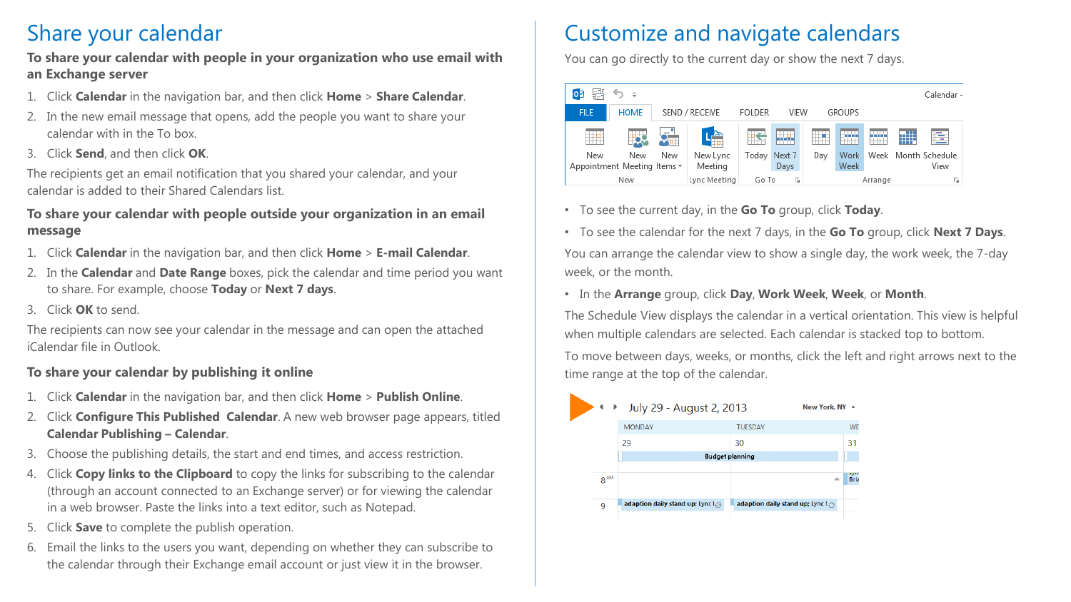# Share your calendar

**To share your calendar with people in your organization who use email with an Exchange server**

1. Click **Calendar** in the navigation bar, and then click **Home** > **Share Calendar**.
2. In the new email message that opens, add the people you want to share your calendar with in the To box.
3. Click **Send**, and then click **OK**.

The recipients get an email notification that you shared your calendar, and your calendar is added to their Shared Calendars list.

**To share your calendar with people outside your organization in an email message**

1. Click **Calendar** in the navigation bar, and then click **Home** > **E-mail Calendar**.
2. In the **Calendar** and **Date Range** boxes, pick the calendar and time period you want to share. For example, choose **Today** or **Next 7 days**.
3. Click **OK** to send.

The recipients can now see your calendar in the message and can open the attached iCalendar file in Outlook.

**To share your calendar by publishing it online**

1. Click **Calendar** in the navigation bar, and then click **Home** > **Publish Online**.
2. Click **Configure This Published Calendar**. A new web browser page appears, titled **Calendar Publishing – Calendar**.
3. Choose the publishing details, the start and end times, and access restriction.
4. Click **Copy links to the Clipboard** to copy the links for subscribing to the calendar (through an account connected to an Exchange server) or for viewing the calendar in a web browser. Paste the links into a text editor, such as Notepad.
5. Click **Save** to complete the publish operation.
6. Email the links to the users you want, depending on whether they can subscribe to the calendar through their Exchange email account or just view it in the browser.

# Customize and navigate calendars

You can go directly to the current day or show the next 7 days.

- To see the current day, in the **Go To** group, click **Today**.
- To see the calendar for the next 7 days, in the **Go To** group, click **Next 7 Days**.

You can arrange the calendar view to show a single day, the work week, the 7-day week, or the month.

- In the **Arrange** group, click **Day**, **Work Week**, **Week**, or **Month**.

The Schedule View displays the calendar in a vertical orientation. This view is helpful when multiple calendars are selected. Each calendar is stacked top to bottom.

To move between days, weeks, or months, click the left and right arrows next to the time range at the top of the calendar.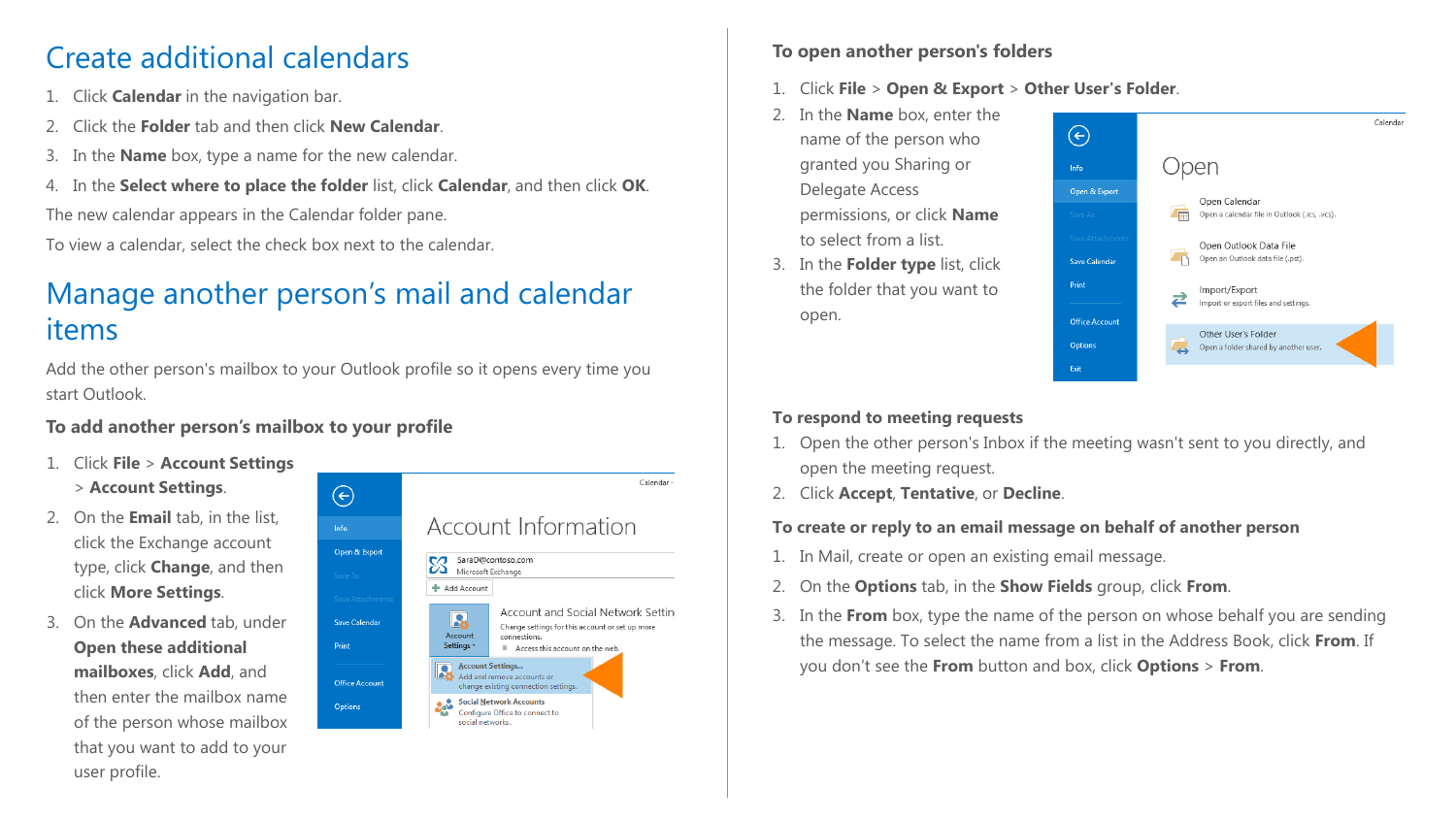## Create additional calendars

1. Click **Calendar** in the navigation bar.
2. Click the **Folder** tab and then click **New Calendar**.
3. In the **Name** box, type a name for the new calendar.
4. In the **Select where to place the folder** list, click **Calendar**, and then click **OK**.

The new calendar appears in the Calendar folder pane.

To view a calendar, select the check box next to the calendar.

## Manage another person's mail and calendar items

Add the other person's mailbox to your Outlook profile so it opens every time you start Outlook.

**To add another person's mailbox to your profile**

1. Click **File** > **Account Settings** > **Account Settings**.
2. On the **Email** tab, in the list, click the Exchange account type, click **Change**, and then click **More Settings**.
3. On the **Advanced** tab, under **Open these additional mailboxes**, click **Add**, and then enter the mailbox name of the person whose mailbox that you want to add to your user profile.

**To open another person's folders**

1. Click **File** > **Open & Export** > **Other User's Folder**.
2. In the **Name** box, enter the name of the person who granted you Sharing or Delegate Access permissions, or click **Name** to select from a list.
3. In the **Folder type** list, click the folder that you want to open.

**To respond to meeting requests**

1. Open the other person's Inbox if the meeting wasn't sent to you directly, and open the meeting request.
2. Click **Accept**, **Tentative**, or **Decline**.

**To create or reply to an email message on behalf of another person**

1. In Mail, create or open an existing email message.
2. On the **Options** tab, in the **Show Fields** group, click **From**.
3. In the **From** box, type the name of the person on whose behalf you are sending the message. To select the name from a list in the Address Book, click **From**. If you don't see the **From** button and box, click **Options** > **From**.